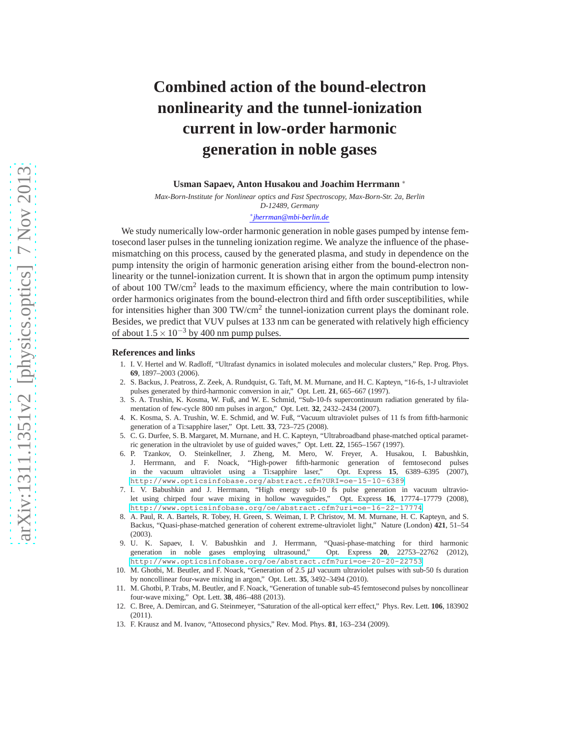# Combined action of the bound-electron nonlinearity and the tunnel-ionization current in low-order harmonic generation in noble gases

**Usman Sapaev, Anton Husakou and Joachim Herrmann** [*]

*Max-Born-Institute for Nonlinear optics and Fast Spectroscopy, Max-Born-Str. 2a, Berlin D-12489, Germany*

[*] *jherrman@mbi-berlin.de*

We study numerically low-order harmonic generation in noble gases pumped by intense femtosecond laser pulses in the tunneling ionization regime. We analyze the influence of the phase-mismatching on this process, caused by the generated plasma, and study in dependence on the pump intensity the origin of harmonic generation arising either from the bound-electron nonlinearity or the tunnel-ionization current. It is shown that in argon the optimum pump intensity of about 100 TW/cm$^2$ leads to the maximum efficiency, where the main contribution to low-order harmonics originates from the bound-electron third and fifth order susceptibilities, while for intensities higher than 300 TW/cm$^2$ the tunnel-ionization current plays the dominant role. Besides, we predict that VUV pulses at 133 nm can be generated with relatively high efficiency of about $1.5\times10^{-3}$ by 400 nm pump pulses.

## References and links

1. I. V. Hertel and W. Radloff, "Ultrafast dynamics in isolated molecules and molecular clusters," Rep. Prog. Phys. **69**, 1897–2003 (2006).
2. S. Backus, J. Peatross, Z. Zeek, A. Rundquist, G. Taft, M. M. Murnane, and H. C. Kapteyn, "16-fs, 1-J ultraviolet pulses generated by third-harmonic conversion in air," Opt. Lett. **21**, 665–667 (1997).
3. S. A. Trushin, K. Kosma, W. Fuß, and W. E. Schmid, "Sub-10-fs supercontinuum radiation generated by filamentation of few-cycle 800 nm pulses in argon," Opt. Lett. **32**, 2432–2434 (2007).
4. K. Kosma, S. A. Trushin, W. E. Schmid, and W. Fuß, "Vacuum ultraviolet pulses of 11 fs from fifth-harmonic generation of a Ti:sapphire laser," Opt. Lett. **33**, 723–725 (2008).
5. C. G. Durfee, S. B. Margaret, M. Murnane, and H. C. Kapteyn, "Ultrabroadband phase-matched optical parametric generation in the ultraviolet by use of guided waves," Opt. Lett. **22**, 1565–1567 (1997).
6. P. Tzankov, O. Steinkellner, J. Zheng, M. Mero, W. Freyer, A. Husakou, I. Babushkin, J. Herrmann, and F. Noack, "High-power fifth-harmonic generation of femtosecond pulses in the vacuum ultraviolet using a Ti:sapphire laser," Opt. Express **15**, 6389–6395 (2007), http://www.opticsinfobase.org/abstract.cfm?URI=oe-15-10-6389.
7. I. V. Babushkin and J. Herrmann, "High energy sub-10 fs pulse generation in vacuum ultraviolet using chirped four wave mixing in hollow waveguides," Opt. Express **16**, 17774–17779 (2008), http://www.opticsinfobase.org/oe/abstract.cfm?uri=oe-16-22-17774.
8. A. Paul, R. A. Bartels, R. Tobey, H. Green, S. Weiman, I. P. Christov, M. M. Murnane, H. C. Kapteyn, and S. Backus, "Quasi-phase-matched generation of coherent extreme-ultraviolet light," Nature (London) **421**, 51–54 (2003).
9. U. K. Sapaev, I. V. Babushkin and J. Herrmann, "Quasi-phase-matching for third harmonic generation in noble gases employing ultrasound," Opt. Express **20**, 22753–22762 (2012), http://www.opticsinfobase.org/oe/abstract.cfm?uri=oe-20-20-22753.
10. M. Ghotbi, M. Beutler, and F. Noack, "Generation of 2.5 $\mu$J vacuum ultraviolet pulses with sub-50 fs duration by noncollinear four-wave mixing in argon," Opt. Lett. **35**, 3492–3494 (2010).
11. M. Ghotbi, P. Trabs, M. Beutler, and F. Noack, "Generation of tunable sub-45 femtosecond pulses by noncollinear four-wave mixing," Opt. Lett. **38**, 486–488 (2013).
12. C. Bree, A. Demircan, and G. Steinmeyer, "Saturation of the all-optical kerr effect," Phys. Rev. Lett. **106**, 183902 (2011).
13. F. Krausz and M. Ivanov, "Attosecond physics," Rev. Mod. Phys. **81**, 163–234 (2009).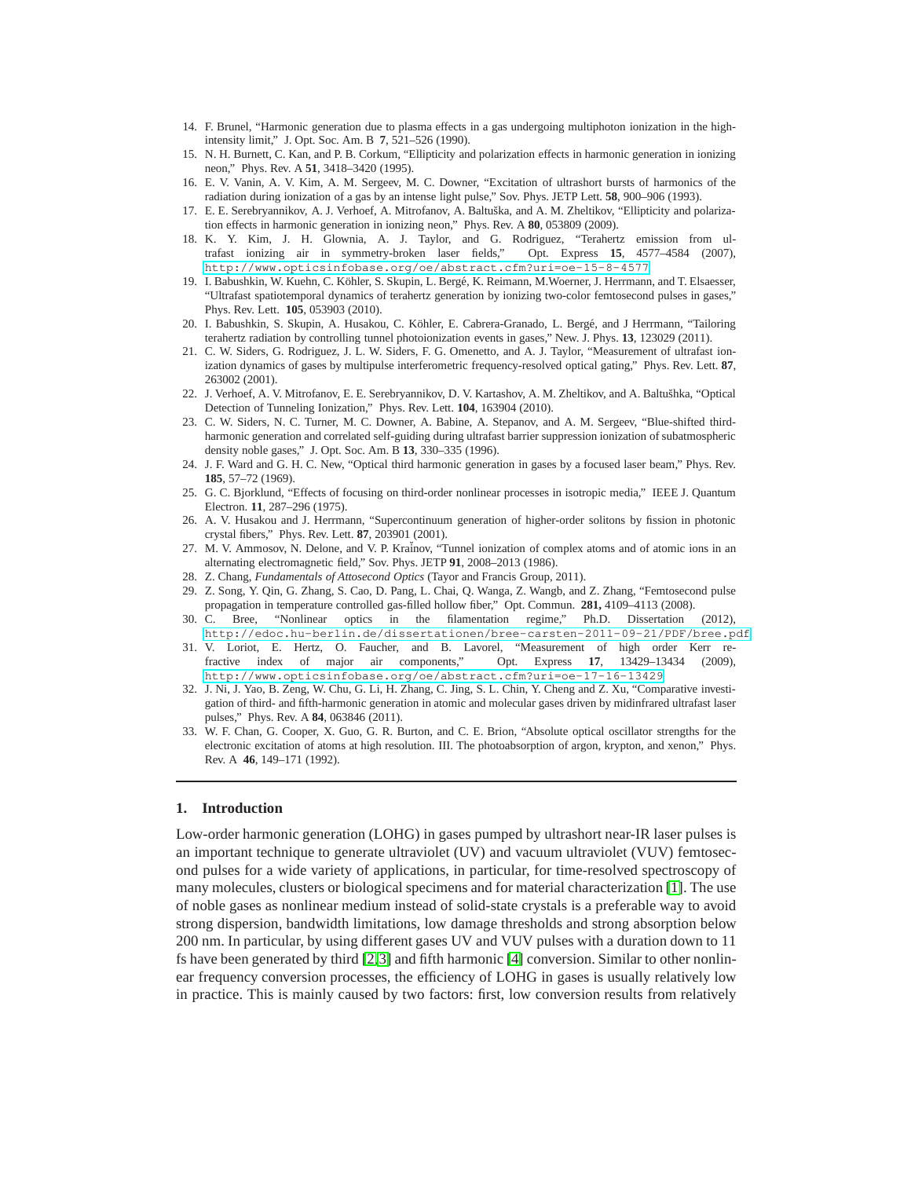14. F. Brunel, “Harmonic generation due to plasma effects in a gas undergoing multiphoton ionization in the high-intensity limit,” J. Opt. Soc. Am. B **7**, 521–526 (1990).
15. N. H. Burnett, C. Kan, and P. B. Corkum, “Ellipticity and polarization effects in harmonic generation in ionizing neon,” Phys. Rev. A **51**, 3418–3420 (1995).
16. E. V. Vanin, A. V. Kim, A. M. Sergeev, M. C. Downer, “Excitation of ultrashort bursts of harmonics of the radiation during ionization of a gas by an intense light pulse,” Sov. Phys. JETP Lett. **58**, 900–906 (1993).
17. E. E. Serebryannikov, A. J. Verhoef, A. Mitrofanov, A. Baltuška, and A. M. Zheltikov, “Ellipticity and polarization effects in harmonic generation in ionizing neon,” Phys. Rev. A **80**, 053809 (2009).
18. K. Y. Kim, J. H. Glownia, A. J. Taylor, and G. Rodriguez, “Terahertz emission from ultrafast ionizing air in symmetry-broken laser fields,” Opt. Express **15**, 4577–4584 (2007), http://www.opticsinfobase.org/oe/abstract.cfm?uri=oe-15-8-4577
19. I. Babushkin, W. Kuehn, C. Köhler, S. Skupin, L. Bergé, K. Reimann, M.Woerner, J. Herrmann, and T. Elsaesser, “Ultrafast spatiotemporal dynamics of terahertz generation by ionizing two-color femtosecond pulses in gases,” Phys. Rev. Lett. **105**, 053903 (2010).
20. I. Babushkin, S. Skupin, A. Husakou, C. Köhler, E. Cabrera-Granado, L. Bergé, and J Herrmann, “Tailoring terahertz radiation by controlling tunnel photoionization events in gases,” New. J. Phys. **13**, 123029 (2011).
21. C. W. Siders, G. Rodriguez, J. L. W. Siders, F. G. Omenetto, and A. J. Taylor, “Measurement of ultrafast ionization dynamics of gases by multipulse interferometric frequency-resolved optical gating,” Phys. Rev. Lett. **87**, 263002 (2001).
22. J. Verhoef, A. V. Mitrofanov, E. E. Serebryannikov, D. V. Kartashov, A. M. Zheltikov, and A. Baltušhka, “Optical Detection of Tunneling Ionization,” Phys. Rev. Lett. **104**, 163904 (2010).
23. C. W. Siders, N. C. Turner, M. C. Downer, A. Babine, A. Stepanov, and A. M. Sergeev, “Blue-shifted third-harmonic generation and correlated self-guiding during ultrafast barrier suppression ionization of subatmospheric density noble gases,” J. Opt. Soc. Am. B **13**, 330–335 (1996).
24. J. F. Ward and G. H. C. New, “Optical third harmonic generation in gases by a focused laser beam,” Phys. Rev. **185**, 57–72 (1969).
25. G. C. Bjorklund, “Effects of focusing on third-order nonlinear processes in isotropic media,” IEEE J. Quantum Electron. **11**, 287–296 (1975).
26. A. V. Husakou and J. Herrmann, “Supercontinuum generation of higher-order solitons by fission in photonic crystal fibers,” Phys. Rev. Lett. **87**, 203901 (2001).
27. M. V. Ammosov, N. Delone, and V. P. Kraĭnov, “Tunnel ionization of complex atoms and of atomic ions in an alternating electromagnetic field,” Sov. Phys. JETP **91**, 2008–2013 (1986).
28. Z. Chang, *Fundamentals of Attosecond Optics* (Tayor and Francis Group, 2011).
29. Z. Song, Y. Qin, G. Zhang, S. Cao, D. Pang, L. Chai, Q. Wanga, Z. Wangb, and Z. Zhang, “Femtosecond pulse propagation in temperature controlled gas-filled hollow fiber,” Opt. Commun. **281,** 4109–4113 (2008).
30. C. Bree, “Nonlinear optics in the filamentation regime,” Ph.D. Dissertation (2012), http://edoc.hu-berlin.de/dissertationen/bree-carsten-2011-09-21/PDF/bree.pdf
31. V. Loriot, E. Hertz, O. Faucher, and B. Lavorel, “Measurement of high order Kerr refractive index of major air components,” Opt. Express **17**, 13429–13434 (2009), http://www.opticsinfobase.org/oe/abstract.cfm?uri=oe-17-16-13429
32. J. Ni, J. Yao, B. Zeng, W. Chu, G. Li, H. Zhang, C. Jing, S. L. Chin, Y. Cheng and Z. Xu, “Comparative investigation of third- and fifth-harmonic generation in atomic and molecular gases driven by midinfrared ultrafast laser pulses,” Phys. Rev. A **84**, 063846 (2011).
33. W. F. Chan, G. Cooper, X. Guo, G. R. Burton, and C. E. Brion, “Absolute optical oscillator strengths for the electronic excitation of atoms at high resolution. III. The photoabsorption of argon, krypton, and xenon,” Phys. Rev. A **46**, 149–171 (1992).

---

## 1. Introduction

Low-order harmonic generation (LOHG) in gases pumped by ultrashort near-IR laser pulses is an important technique to generate ultraviolet (UV) and vacuum ultraviolet (VUV) femtosecond pulses for a wide variety of applications, in particular, for time-resolved spectroscopy of many molecules, clusters or biological specimens and for material characterization [1]. The use of noble gases as nonlinear medium instead of solid-state crystals is a preferable way to avoid strong dispersion, bandwidth limitations, low damage thresholds and strong absorption below 200 nm. In particular, by using different gases UV and VUV pulses with a duration down to 11 fs have been generated by third [2,3] and fifth harmonic [4] conversion. Similar to other nonlinear frequency conversion processes, the efficiency of LOHG in gases is usually relatively low in practice. This is mainly caused by two factors: first, low conversion results from relatively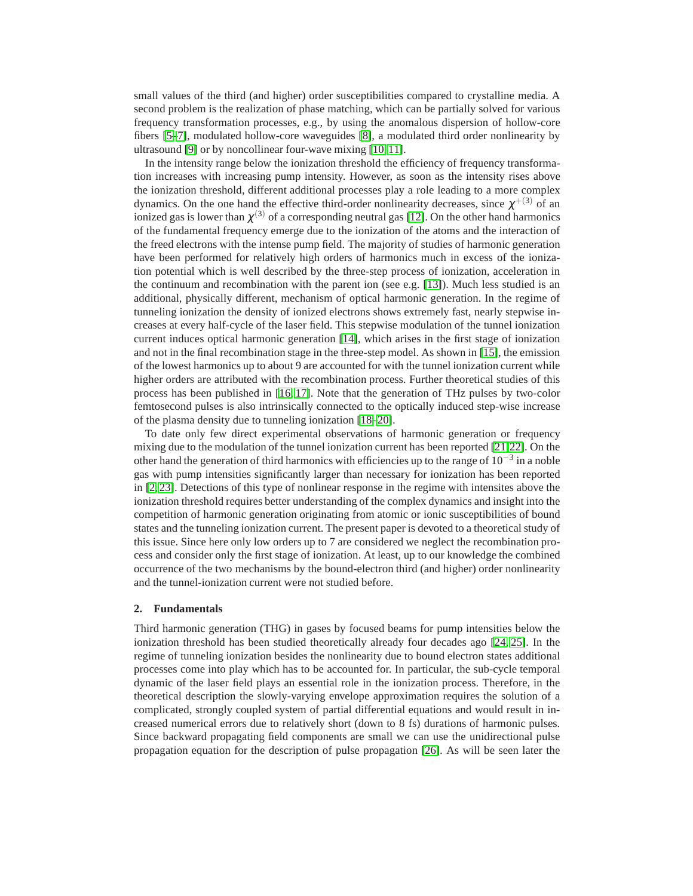small values of the third (and higher) order susceptibilities compared to crystalline media. A second problem is the realization of phase matching, which can be partially solved for various frequency transformation processes, e.g., by using the anomalous dispersion of hollow-core fibers [5–7], modulated hollow-core waveguides [8], a modulated third order nonlinearity by ultrasound [9] or by noncollinear four-wave mixing [10, 11].

In the intensity range below the ionization threshold the efficiency of frequency transformation increases with increasing pump intensity. However, as soon as the intensity rises above the ionization threshold, different additional processes play a role leading to a more complex dynamics. On the one hand the effective third-order nonlinearity decreases, since $\chi^{+(3)}$ of an ionized gas is lower than $\chi^{(3)}$ of a corresponding neutral gas [12]. On the other hand harmonics of the fundamental frequency emerge due to the ionization of the atoms and the interaction of the freed electrons with the intense pump field. The majority of studies of harmonic generation have been performed for relatively high orders of harmonics much in excess of the ionization potential which is well described by the three-step process of ionization, acceleration in the continuum and recombination with the parent ion (see e.g. [13]). Much less studied is an additional, physically different, mechanism of optical harmonic generation. In the regime of tunneling ionization the density of ionized electrons shows extremely fast, nearly stepwise increases at every half-cycle of the laser field. This stepwise modulation of the tunnel ionization current induces optical harmonic generation [14], which arises in the first stage of ionization and not in the final recombination stage in the three-step model. As shown in [15], the emission of the lowest harmonics up to about 9 are accounted for with the tunnel ionization current while higher orders are attributed with the recombination process. Further theoretical studies of this process has been published in [16, 17]. Note that the generation of THz pulses by two-color femtosecond pulses is also intrinsically connected to the optically induced step-wise increase of the plasma density due to tunneling ionization [18–20].

To date only few direct experimental observations of harmonic generation or frequency mixing due to the modulation of the tunnel ionization current has been reported [21, 22]. On the other hand the generation of third harmonics with efficiencies up to the range of $10^{-3}$ in a noble gas with pump intensities significantly larger than necessary for ionization has been reported in [2, 23]. Detections of this type of nonlinear response in the regime with intensites above the ionization threshold requires better understanding of the complex dynamics and insight into the competition of harmonic generation originating from atomic or ionic susceptibilities of bound states and the tunneling ionization current. The present paper is devoted to a theoretical study of this issue. Since here only low orders up to 7 are considered we neglect the recombination process and consider only the first stage of ionization. At least, up to our knowledge the combined occurrence of the two mechanisms by the bound-electron third (and higher) order nonlinearity and the tunnel-ionization current were not studied before.

## 2. Fundamentals

Third harmonic generation (THG) in gases by focused beams for pump intensities below the ionization threshold has been studied theoretically already four decades ago [24, 25]. In the regime of tunneling ionization besides the nonlinearity due to bound electron states additional processes come into play which has to be accounted for. In particular, the sub-cycle temporal dynamic of the laser field plays an essential role in the ionization process. Therefore, in the theoretical description the slowly-varying envelope approximation requires the solution of a complicated, strongly coupled system of partial differential equations and would result in increased numerical errors due to relatively short (down to 8 fs) durations of harmonic pulses. Since backward propagating field components are small we can use the unidirectional pulse propagation equation for the description of pulse propagation [26]. As will be seen later the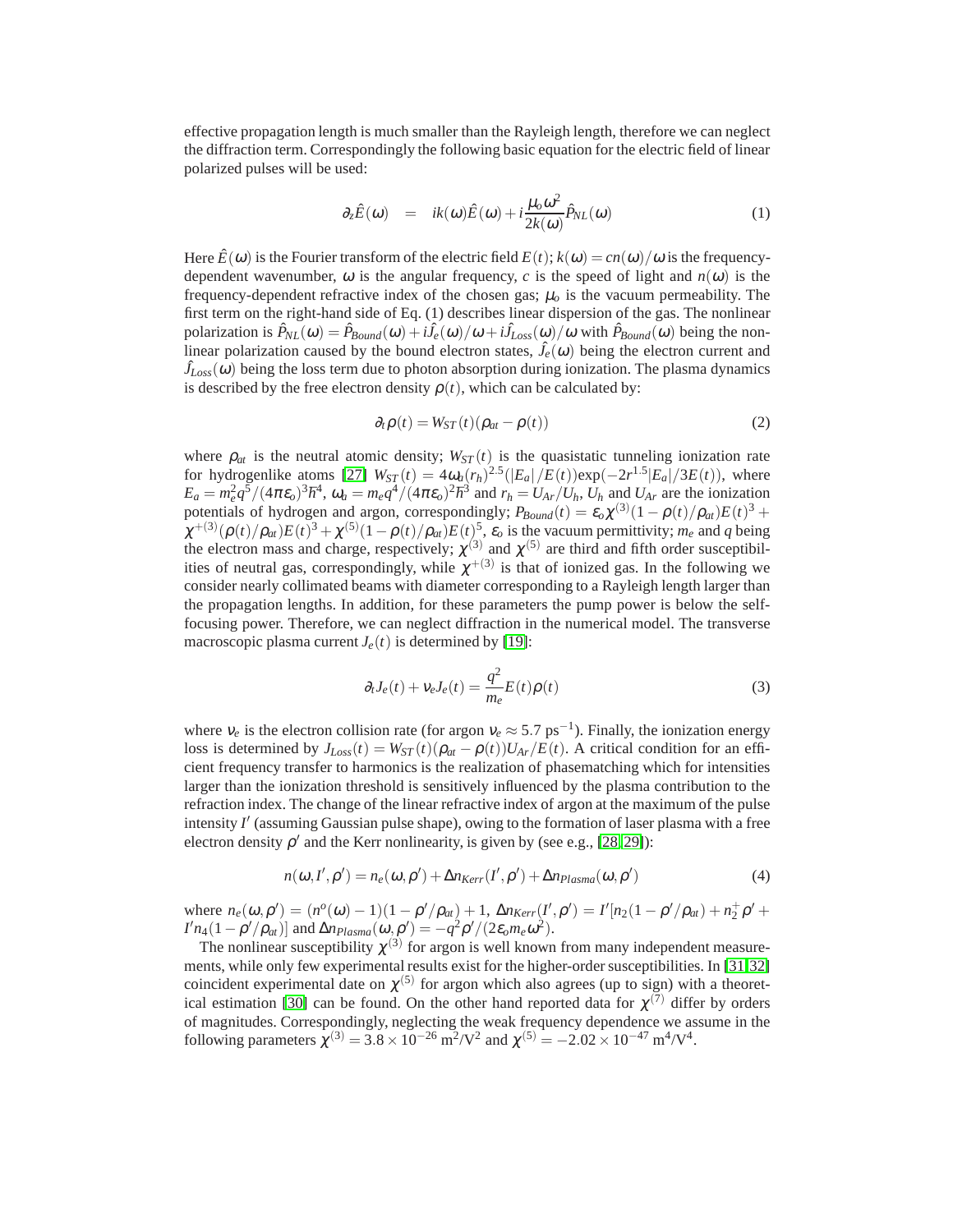effective propagation length is much smaller than the Rayleigh length, therefore we can neglect the diffraction term. Correspondingly the following basic equation for the electric field of linear polarized pulses will be used:

$$\partial_z \hat{E}(\omega) \quad = \quad ik(\omega)\hat{E}(\omega) + i\frac{\mu_o \omega^2}{2k(\omega)}\hat{P}_{NL}(\omega) \tag{1}$$

Here $\hat{E}(\omega)$ is the Fourier transform of the electric field $E(t)$; $k(\omega) = cn(\omega)/\omega$ is the frequency-dependent wavenumber, $\omega$ is the angular frequency, $c$ is the speed of light and $n(\omega)$ is the frequency-dependent refractive index of the chosen gas; $\mu_o$ is the vacuum permeability. The first term on the right-hand side of Eq. (1) describes linear dispersion of the gas. The nonlinear polarization is $\hat{P}_{NL}(\omega) = \hat{P}_{Bound}(\omega) + i\hat{J}_e(\omega)/\omega + i\hat{J}_{Loss}(\omega)/\omega$ with $\hat{P}_{Bound}(\omega)$ being the nonlinear polarization caused by the bound electron states, $\hat{J}_e(\omega)$ being the electron current and $\hat{J}_{Loss}(\omega)$ being the loss term due to photon absorption during ionization. The plasma dynamics is described by the free electron density $\rho(t)$, which can be calculated by:

$$\partial_t \rho(t) = W_{ST}(t)(\rho_{at} - \rho(t)) \tag{2}$$

where $\rho_{at}$ is the neutral atomic density; $W_{ST}(t)$ is the quasistatic tunneling ionization rate for hydrogenlike atoms [27] $W_{ST}(t) = 4\omega_a(r_h)^{2.5}(|E_a|/E(t))\exp(-2r^{1.5}|E_a|/3E(t))$, where $E_a = m_e^2 q^5/(4\pi\varepsilon_o)^3\hbar^4$, $\omega_a = m_e q^4/(4\pi\varepsilon_o)^2\hbar^3$ and $r_h = U_{Ar}/U_h$, $U_h$ and $U_{Ar}$ are the ionization potentials of hydrogen and argon, correspondingly; $P_{Bound}(t) = \varepsilon_o \chi^{(3)}(1-\rho(t)/\rho_{at})E(t)^3 + \chi^{+(3)}(\rho(t)/\rho_{at})E(t)^3 + \chi^{(5)}(1-\rho(t)/\rho_{at})E(t)^5$, $\varepsilon_o$ is the vacuum permittivity; $m_e$ and $q$ being the electron mass and charge, respectively; $\chi^{(3)}$ and $\chi^{(5)}$ are third and fifth order susceptibilities of neutral gas, correspondingly, while $\chi^{+(3)}$ is that of ionized gas. In the following we consider nearly collimated beams with diameter corresponding to a Rayleigh length larger than the propagation lengths. In addition, for these parameters the pump power is below the self-focusing power. Therefore, we can neglect diffraction in the numerical model. The transverse macroscopic plasma current $J_e(t)$ is determined by [19]:

$$\partial_t J_e(t) + \nu_e J_e(t) = \frac{q^2}{m_e} E(t)\rho(t) \tag{3}$$

where $\nu_e$ is the electron collision rate (for argon $\nu_e \approx 5.7$ ps$^{-1}$). Finally, the ionization energy loss is determined by $J_{Loss}(t) = W_{ST}(t)(\rho_{at} - \rho(t))U_{Ar}/E(t)$. A critical condition for an efficient frequency transfer to harmonics is the realization of phasematching which for intensities larger than the ionization threshold is sensitively influenced by the plasma contribution to the refraction index. The change of the linear refractive index of argon at the maximum of the pulse intensity $I'$ (assuming Gaussian pulse shape), owing to the formation of laser plasma with a free electron density $\rho'$ and the Kerr nonlinearity, is given by (see e.g., [28,29]):

$$n(\omega, I', \rho') = n_e(\omega, \rho') + \Delta n_{Kerr}(I', \rho') + \Delta n_{Plasma}(\omega, \rho') \tag{4}$$

where $n_e(\omega, \rho') = (n^o(\omega) - 1)(1 - \rho'/\rho_{at}) + 1$, $\Delta n_{Kerr}(I', \rho') = I'[n_2(1 - \rho'/\rho_{at}) + n_2^+ \rho' + I' n_4(1 - \rho'/\rho_{at})]$ and $\Delta n_{Plasma}(\omega, \rho') = -q^2\rho'/(2\varepsilon_o m_e \omega^2)$.

The nonlinear susceptibility $\chi^{(3)}$ for argon is well known from many independent measurements, while only few experimental results exist for the higher-order susceptibilities. In [31,32] coincident experimental date on $\chi^{(5)}$ for argon which also agrees (up to sign) with a theoretical estimation [30] can be found. On the other hand reported data for $\chi^{(7)}$ differ by orders of magnitudes. Correspondingly, neglecting the weak frequency dependence we assume in the following parameters $\chi^{(3)} = 3.8 \times 10^{-26}$ m$^2$/V$^2$ and $\chi^{(5)} = -2.02 \times 10^{-47}$ m$^4$/V$^4$.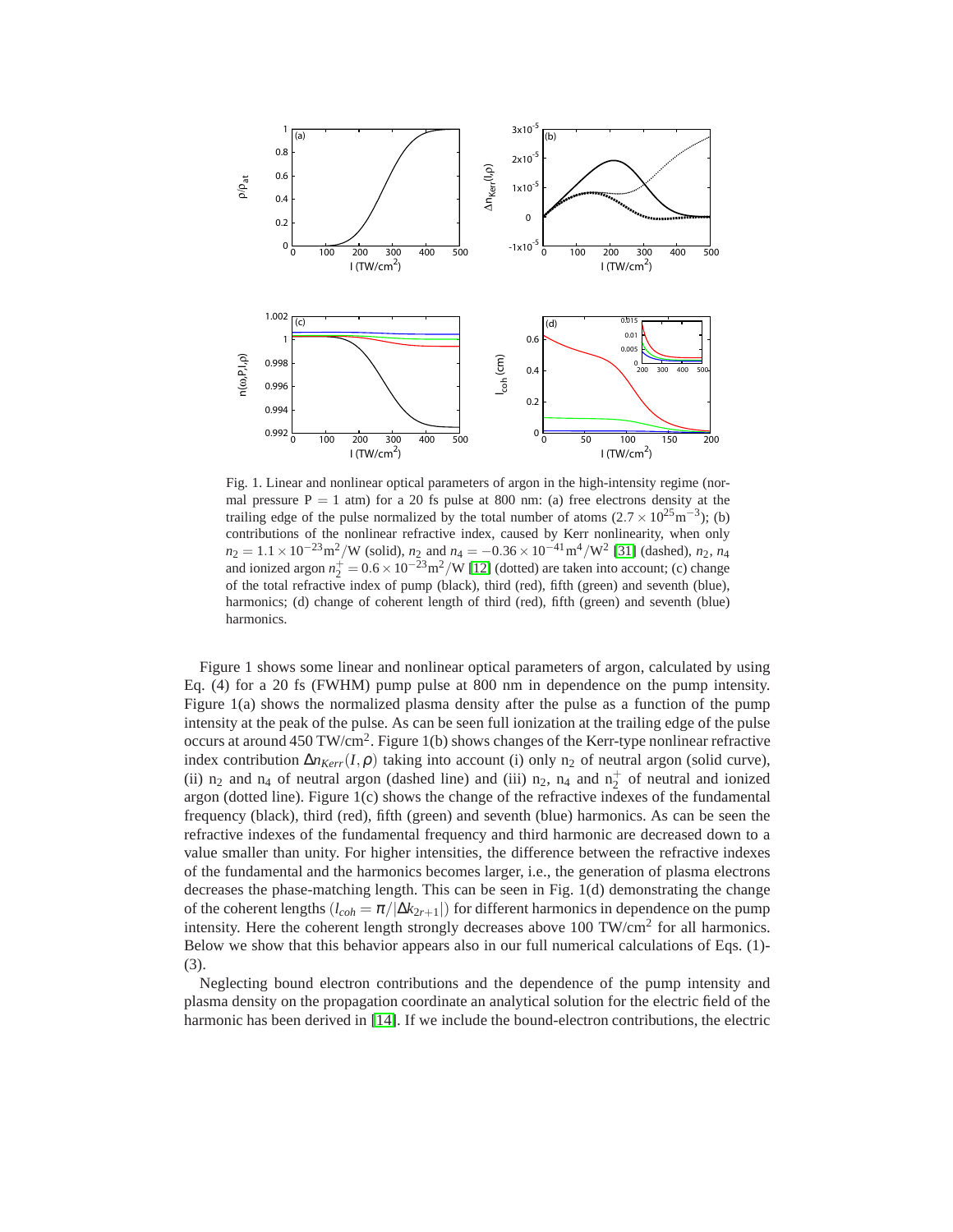Fig. 1. Linear and nonlinear optical parameters of argon in the high-intensity regime (normal pressure P = 1 atm) for a 20 fs pulse at 800 nm: (a) free electrons density at the trailing edge of the pulse normalized by the total number of atoms ($2.7 \times 10^{25}\mathrm{m}^{-3}$); (b) contributions of the nonlinear refractive index, caused by Kerr nonlinearity, when only $n_2 = 1.1 \times 10^{-23}\mathrm{m}^2/\mathrm{W}$ (solid), $n_2$ and $n_4 = -0.36 \times 10^{-41}\mathrm{m}^4/\mathrm{W}^2$ [31] (dashed), $n_2$, $n_4$ and ionized argon $n_2^+ = 0.6 \times 10^{-23}\mathrm{m}^2/\mathrm{W}$ [12] (dotted) are taken into account; (c) change of the total refractive index of pump (black), third (red), fifth (green) and seventh (blue), harmonics; (d) change of coherent length of third (red), fifth (green) and seventh (blue) harmonics.

Figure 1 shows some linear and nonlinear optical parameters of argon, calculated by using Eq. (4) for a 20 fs (FWHM) pump pulse at 800 nm in dependence on the pump intensity. Figure 1(a) shows the normalized plasma density after the pulse as a function of the pump intensity at the peak of the pulse. As can be seen full ionization at the trailing edge of the pulse occurs at around 450 TW/cm$^2$. Figure 1(b) shows changes of the Kerr-type nonlinear refractive index contribution $\Delta n_{Kerr}(I,\rho)$ taking into account (i) only $n_2$ of neutral argon (solid curve), (ii) $n_2$ and $n_4$ of neutral argon (dashed line) and (iii) $n_2$, $n_4$ and $n_2^+$ of neutral and ionized argon (dotted line). Figure 1(c) shows the change of the refractive indexes of the fundamental frequency (black), third (red), fifth (green) and seventh (blue) harmonics. As can be seen the refractive indexes of the fundamental frequency and third harmonic are decreased down to a value smaller than unity. For higher intensities, the difference between the refractive indexes of the fundamental and the harmonics becomes larger, i.e., the generation of plasma electrons decreases the phase-matching length. This can be seen in Fig. 1(d) demonstrating the change of the coherent lengths ($l_{coh} = \pi/|\Delta k_{2r+1}|$) for different harmonics in dependence on the pump intensity. Here the coherent length strongly decreases above 100 TW/cm$^2$ for all harmonics. Below we show that this behavior appears also in our full numerical calculations of Eqs. (1)-(3).

Neglecting bound electron contributions and the dependence of the pump intensity and plasma density on the propagation coordinate an analytical solution for the electric field of the harmonic has been derived in [14]. If we include the bound-electron contributions, the electric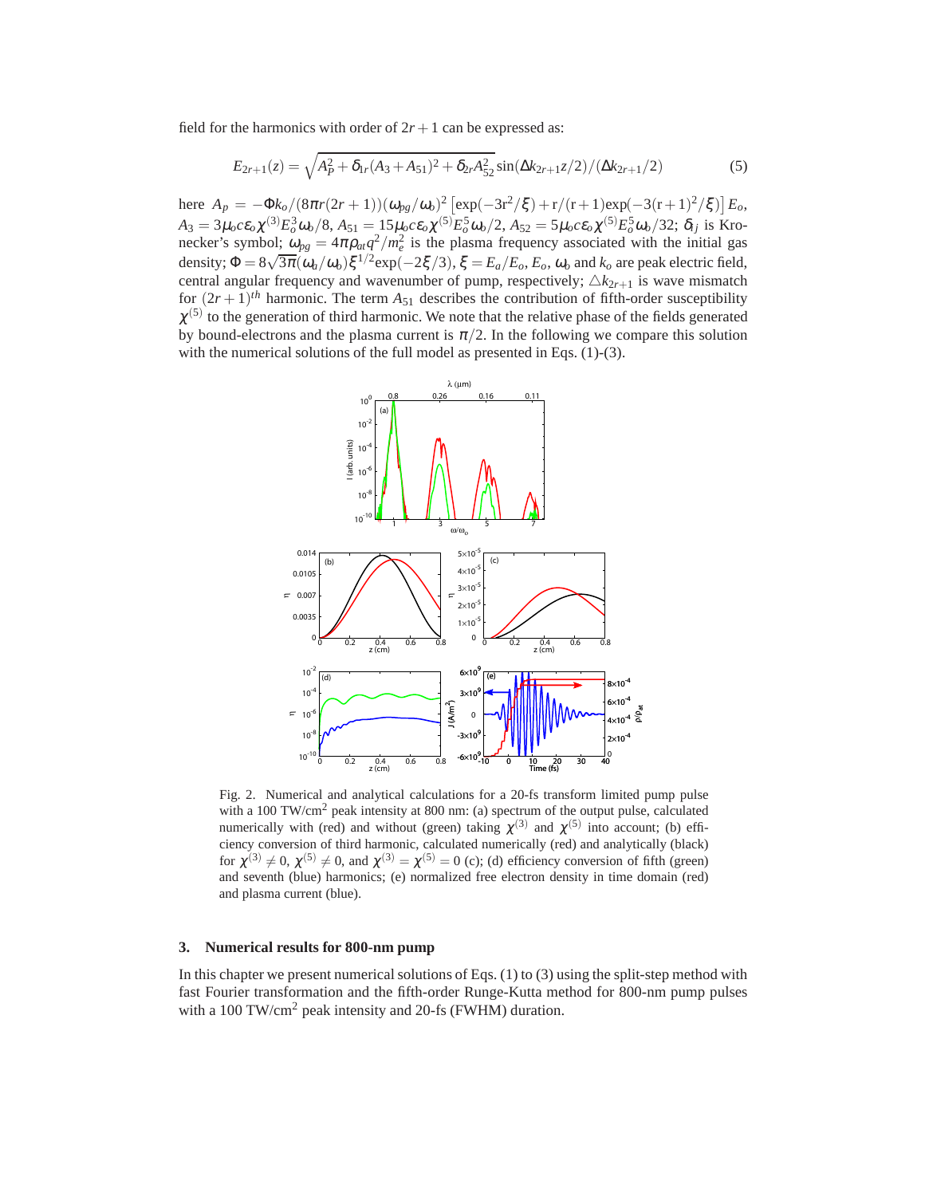field for the harmonics with order of $2r+1$ can be expressed as:

$$E_{2r+1}(z) = \sqrt{A_P^2 + \delta_{1r}(A_3 + A_{51})^2 + \delta_{2r}A_{52}^2}\,\sin(\Delta k_{2r+1}z/2)/(\Delta k_{2r+1}/2) \quad (5)$$

here $A_p = -\Phi k_o/(8\pi r(2r+1))(\omega_{pg}/\omega_o)^2\left[\exp(-3\mathrm{r}^2/\xi) + \mathrm{r}/(\mathrm{r}+1)\exp(-3(\mathrm{r}+1)^2/\xi)\right]E_o$, $A_3 = 3\mu_o c\varepsilon_o\chi^{(3)}E_o^3\omega_o/8$, $A_{51} = 15\mu_o c\varepsilon_o\chi^{(5)}E_o^5\omega_o/2$, $A_{52} = 5\mu_o c\varepsilon_o\chi^{(5)}E_o^5\omega_o/32$; $\delta_{ij}$ is Kronecker's symbol; $\omega_{pg} = 4\pi\rho_{at}q^2/m_e^2$ is the plasma frequency associated with the initial gas density; $\Phi = 8\sqrt{3\pi}(\omega_a/\omega_o)\xi^{1/2}\exp(-2\xi/3)$, $\xi = E_a/E_o$, $E_o$, $\omega_o$ and $k_o$ are peak electric field, central angular frequency and wavenumber of pump, respectively; $\triangle k_{2r+1}$ is wave mismatch for $(2r+1)^{th}$ harmonic. The term $A_{51}$ describes the contribution of fifth-order susceptibility $\chi^{(5)}$ to the generation of third harmonic. We note that the relative phase of the fields generated by bound-electrons and the plasma current is $\pi/2$. In the following we compare this solution with the numerical solutions of the full model as presented in Eqs. (1)-(3).

Fig. 2. Numerical and analytical calculations for a 20-fs transform limited pump pulse with a 100 TW/cm$^2$ peak intensity at 800 nm: (a) spectrum of the output pulse, calculated numerically with (red) and without (green) taking $\chi^{(3)}$ and $\chi^{(5)}$ into account; (b) efficiency conversion of third harmonic, calculated numerically (red) and analytically (black) for $\chi^{(3)} \neq 0$, $\chi^{(5)} \neq 0$, and $\chi^{(3)} = \chi^{(5)} = 0$ (c); (d) efficiency conversion of fifth (green) and seventh (blue) harmonics; (e) normalized free electron density in time domain (red) and plasma current (blue).

## 3. Numerical results for 800-nm pump

In this chapter we present numerical solutions of Eqs. (1) to (3) using the split-step method with fast Fourier transformation and the fifth-order Runge-Kutta method for 800-nm pump pulses with a 100 TW/cm$^2$ peak intensity and 20-fs (FWHM) duration.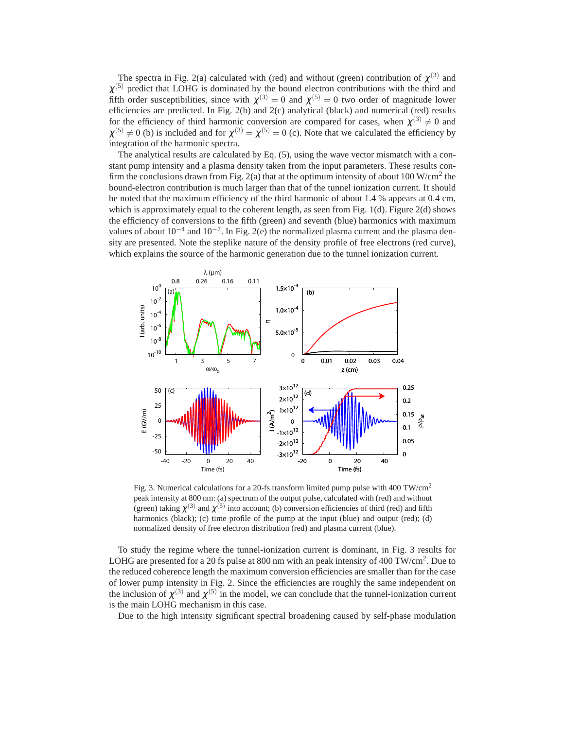The spectra in Fig. 2(a) calculated with (red) and without (green) contribution of $\chi^{(3)}$ and $\chi^{(5)}$ predict that LOHG is dominated by the bound electron contributions with the third and fifth order susceptibilities, since with $\chi^{(3)} = 0$ and $\chi^{(5)} = 0$ two order of magnitude lower efficiencies are predicted. In Fig. 2(b) and 2(c) analytical (black) and numerical (red) results for the efficiency of third harmonic conversion are compared for cases, when $\chi^{(3)} \neq 0$ and $\chi^{(5)} \neq 0$ (b) is included and for $\chi^{(3)} = \chi^{(5)} = 0$ (c). Note that we calculated the efficiency by integration of the harmonic spectra.

The analytical results are calculated by Eq. (5), using the wave vector mismatch with a constant pump intensity and a plasma density taken from the input parameters. These results confirm the conclusions drawn from Fig. 2(a) that at the optimum intensity of about 100 W/cm$^2$ the bound-electron contribution is much larger than that of the tunnel ionization current. It should be noted that the maximum efficiency of the third harmonic of about 1.4 % appears at 0.4 cm, which is approximately equal to the coherent length, as seen from Fig. 1(d). Figure 2(d) shows the efficiency of conversions to the fifth (green) and seventh (blue) harmonics with maximum values of about $10^{-4}$ and $10^{-7}$. In Fig. 2(e) the normalized plasma current and the plasma density are presented. Note the steplike nature of the density profile of free electrons (red curve), which explains the source of the harmonic generation due to the tunnel ionization current.

Fig. 3. Numerical calculations for a 20-fs transform limited pump pulse with 400 TW/cm$^2$ peak intensity at 800 nm: (a) spectrum of the output pulse, calculated with (red) and without (green) taking $\chi^{(3)}$ and $\chi^{(5)}$ into account; (b) conversion efficiencies of third (red) and fifth harmonics (black); (c) time profile of the pump at the input (blue) and output (red); (d) normalized density of free electron distribution (red) and plasma current (blue).

To study the regime where the tunnel-ionization current is dominant, in Fig. 3 results for LOHG are presented for a 20 fs pulse at 800 nm with an peak intensity of 400 TW/cm$^2$. Due to the reduced coherence length the maximum conversion efficiencies are smaller than for the case of lower pump intensity in Fig. 2. Since the efficiencies are roughly the same independent on the inclusion of $\chi^{(3)}$ and $\chi^{(5)}$ in the model, we can conclude that the tunnel-ionization current is the main LOHG mechanism in this case.

Due to the high intensity significant spectral broadening caused by self-phase modulation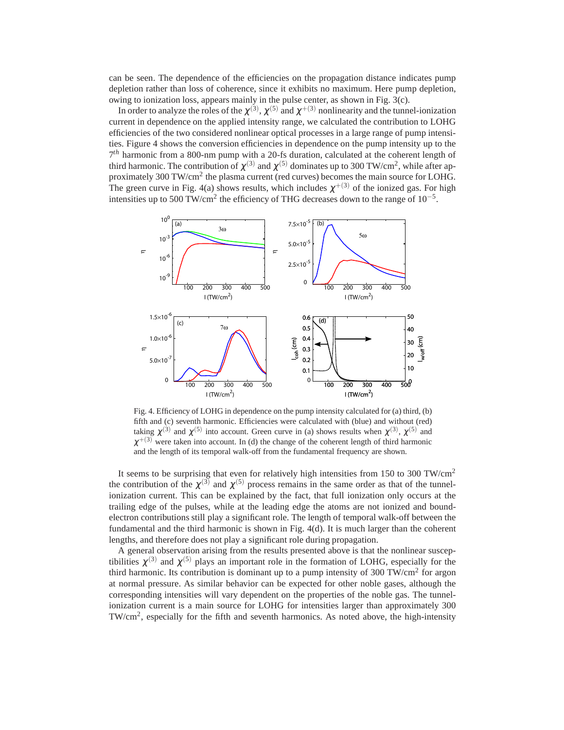can be seen. The dependence of the efficiencies on the propagation distance indicates pump depletion rather than loss of coherence, since it exhibits no maximum. Here pump depletion, owing to ionization loss, appears mainly in the pulse center, as shown in Fig. 3(c).

In order to analyze the roles of the $\chi^{(3)}$, $\chi^{(5)}$ and $\chi^{+(3)}$ nonlinearity and the tunnel-ionization current in dependence on the applied intensity range, we calculated the contribution to LOHG efficiencies of the two considered nonlinear optical processes in a large range of pump intensities. Figure 4 shows the conversion efficiencies in dependence on the pump intensity up to the $7^{th}$ harmonic from a 800-nm pump with a 20-fs duration, calculated at the coherent length of third harmonic. The contribution of $\chi^{(3)}$ and $\chi^{(5)}$ dominates up to 300 TW/cm$^2$, while after approximately 300 TW/cm$^2$ the plasma current (red curves) becomes the main source for LOHG. The green curve in Fig. 4(a) shows results, which includes $\chi^{+(3)}$ of the ionized gas. For high intensities up to 500 TW/cm$^2$ the efficiency of THG decreases down to the range of $10^{-5}$.

Fig. 4. Efficiency of LOHG in dependence on the pump intensity calculated for (a) third, (b) fifth and (c) seventh harmonic. Efficiencies were calculated with (blue) and without (red) taking $\chi^{(3)}$ and $\chi^{(5)}$ into account. Green curve in (a) shows results when $\chi^{(3)}$, $\chi^{(5)}$ and $\chi^{+(3)}$ were taken into account. In (d) the change of the coherent length of third harmonic and the length of its temporal walk-off from the fundamental frequency are shown.

It seems to be surprising that even for relatively high intensities from 150 to 300 TW/cm$^2$ the contribution of the $\chi^{(3)}$ and $\chi^{(5)}$ process remains in the same order as that of the tunnel-ionization current. This can be explained by the fact, that full ionization only occurs at the trailing edge of the pulses, while at the leading edge the atoms are not ionized and bound-electron contributions still play a significant role. The length of temporal walk-off between the fundamental and the third harmonic is shown in Fig. 4(d). It is much larger than the coherent lengths, and therefore does not play a significant role during propagation.

A general observation arising from the results presented above is that the nonlinear susceptibilities $\chi^{(3)}$ and $\chi^{(5)}$ plays an important role in the formation of LOHG, especially for the third harmonic. Its contribution is dominant up to a pump intensity of 300 TW/cm$^2$ for argon at normal pressure. As similar behavior can be expected for other noble gases, although the corresponding intensities will vary dependent on the properties of the noble gas. The tunnel-ionization current is a main source for LOHG for intensities larger than approximately 300 TW/cm$^2$, especially for the fifth and seventh harmonics. As noted above, the high-intensity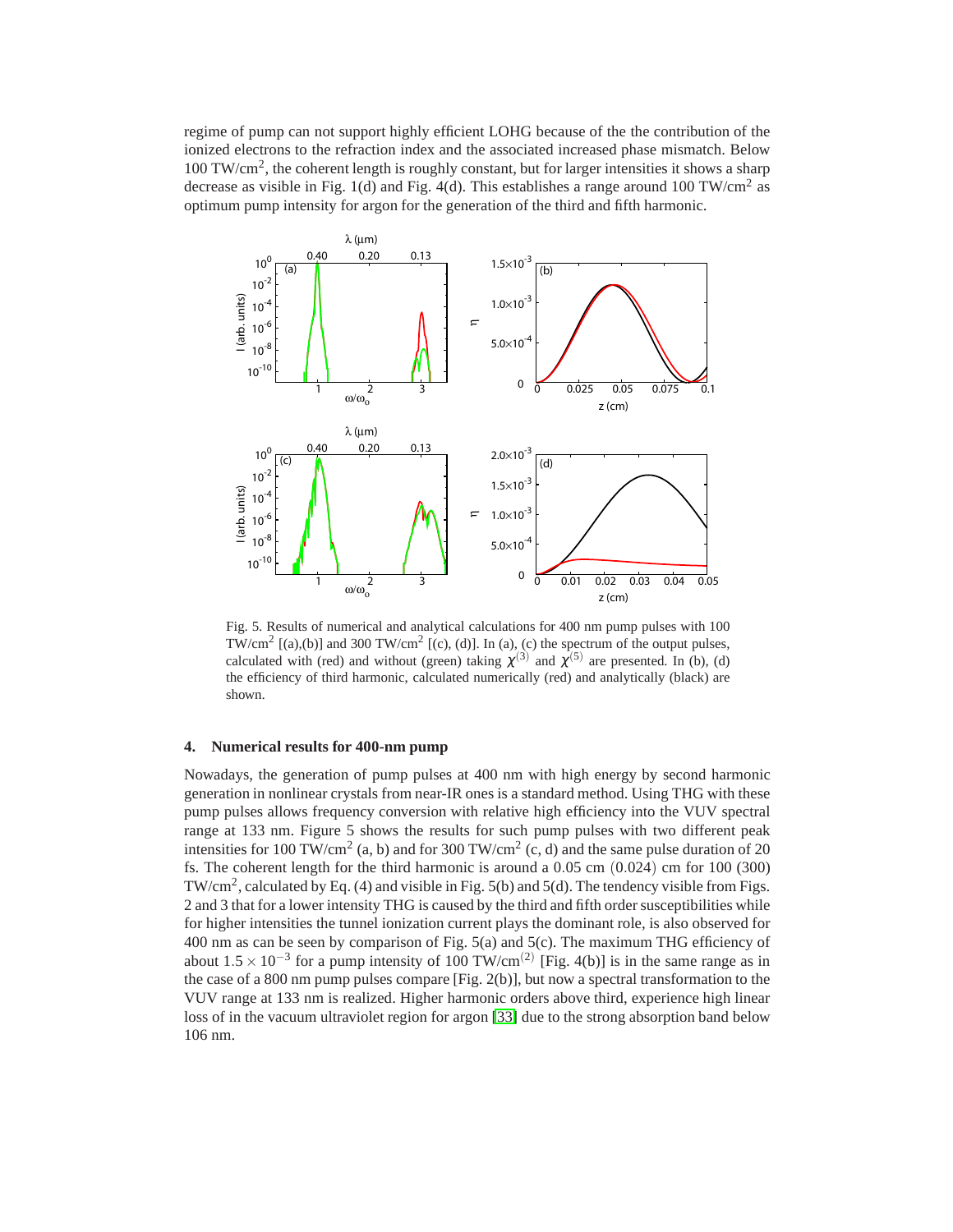regime of pump can not support highly efficient LOHG because of the the contribution of the ionized electrons to the refraction index and the associated increased phase mismatch. Below 100 TW/cm$^2$, the coherent length is roughly constant, but for larger intensities it shows a sharp decrease as visible in Fig. 1(d) and Fig. 4(d). This establishes a range around 100 TW/cm$^2$ as optimum pump intensity for argon for the generation of the third and fifth harmonic.

Fig. 5. Results of numerical and analytical calculations for 400 nm pump pulses with 100 TW/cm$^2$ [(a),(b)] and 300 TW/cm$^2$ [(c), (d)]. In (a), (c) the spectrum of the output pulses, calculated with (red) and without (green) taking $\chi^{(3)}$ and $\chi^{(5)}$ are presented. In (b), (d) the efficiency of third harmonic, calculated numerically (red) and analytically (black) are shown.

## 4. Numerical results for 400-nm pump

Nowadays, the generation of pump pulses at 400 nm with high energy by second harmonic generation in nonlinear crystals from near-IR ones is a standard method. Using THG with these pump pulses allows frequency conversion with relative high efficiency into the VUV spectral range at 133 nm. Figure 5 shows the results for such pump pulses with two different peak intensities for 100 TW/cm$^2$ (a, b) and for 300 TW/cm$^2$ (c, d) and the same pulse duration of 20 fs. The coherent length for the third harmonic is around a $0.05$ cm $(0.024)$ cm for 100 (300) TW/cm$^2$, calculated by Eq. (4) and visible in Fig. 5(b) and 5(d). The tendency visible from Figs. 2 and 3 that for a lower intensity THG is caused by the third and fifth order susceptibilities while for higher intensities the tunnel ionization current plays the dominant role, is also observed for 400 nm as can be seen by comparison of Fig. 5(a) and 5(c). The maximum THG efficiency of about $1.5 \times 10^{-3}$ for a pump intensity of 100 TW/cm$^{(2)}$ [Fig. 4(b)] is in the same range as in the case of a 800 nm pump pulses compare [Fig. 2(b)], but now a spectral transformation to the VUV range at 133 nm is realized. Higher harmonic orders above third, experience high linear loss of in the vacuum ultraviolet region for argon [33] due to the strong absorption band below 106 nm.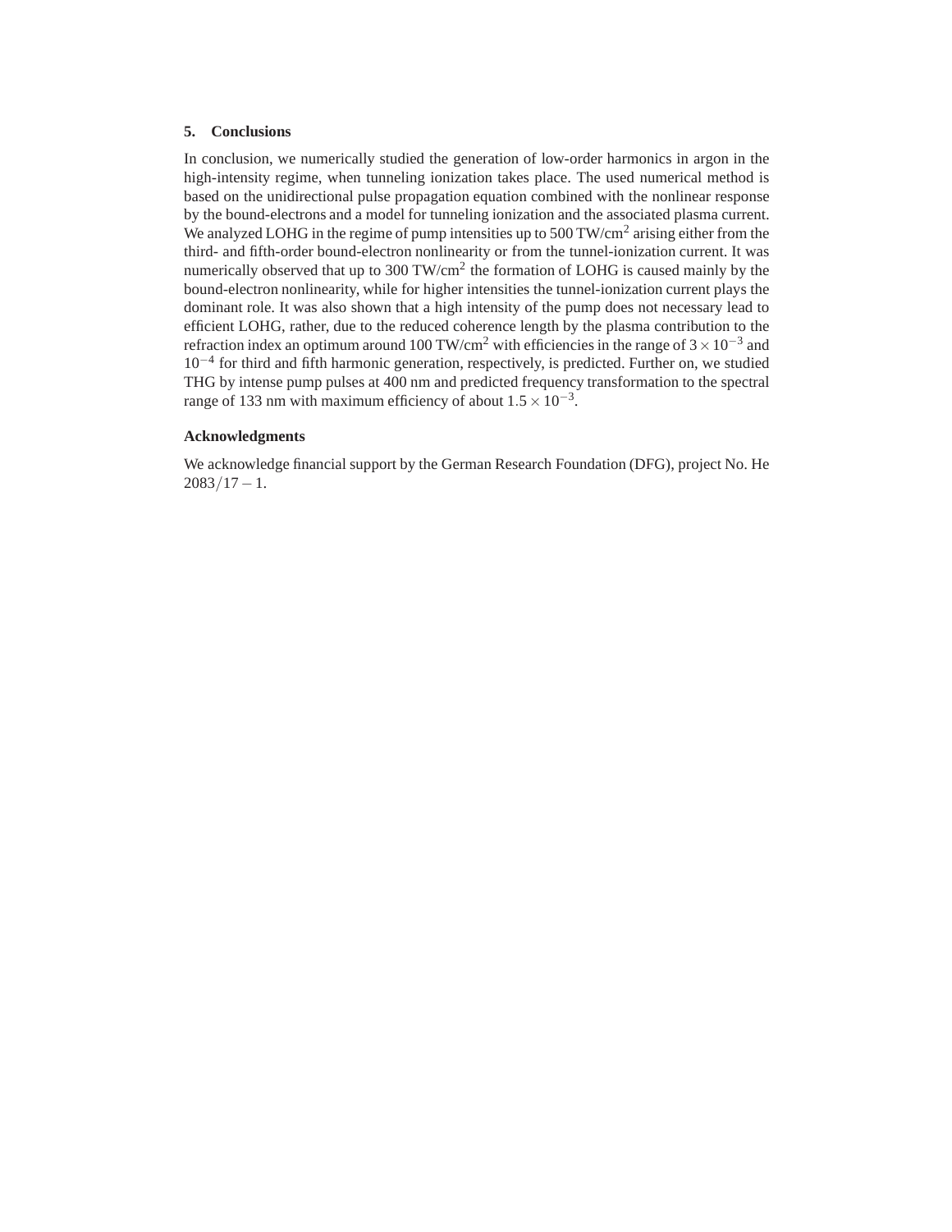## 5. Conclusions

In conclusion, we numerically studied the generation of low-order harmonics in argon in the high-intensity regime, when tunneling ionization takes place. The used numerical method is based on the unidirectional pulse propagation equation combined with the nonlinear response by the bound-electrons and a model for tunneling ionization and the associated plasma current. We analyzed LOHG in the regime of pump intensities up to 500 TW/cm$^2$ arising either from the third- and fifth-order bound-electron nonlinearity or from the tunnel-ionization current. It was numerically observed that up to 300 TW/cm$^2$ the formation of LOHG is caused mainly by the bound-electron nonlinearity, while for higher intensities the tunnel-ionization current plays the dominant role. It was also shown that a high intensity of the pump does not necessary lead to efficient LOHG, rather, due to the reduced coherence length by the plasma contribution to the refraction index an optimum around 100 TW/cm$^2$ with efficiencies in the range of $3 \times 10^{-3}$ and $10^{-4}$ for third and fifth harmonic generation, respectively, is predicted. Further on, we studied THG by intense pump pulses at 400 nm and predicted frequency transformation to the spectral range of 133 nm with maximum efficiency of about $1.5 \times 10^{-3}$.

### Acknowledgments

We acknowledge financial support by the German Research Foundation (DFG), project No. He $2083/17-1$.